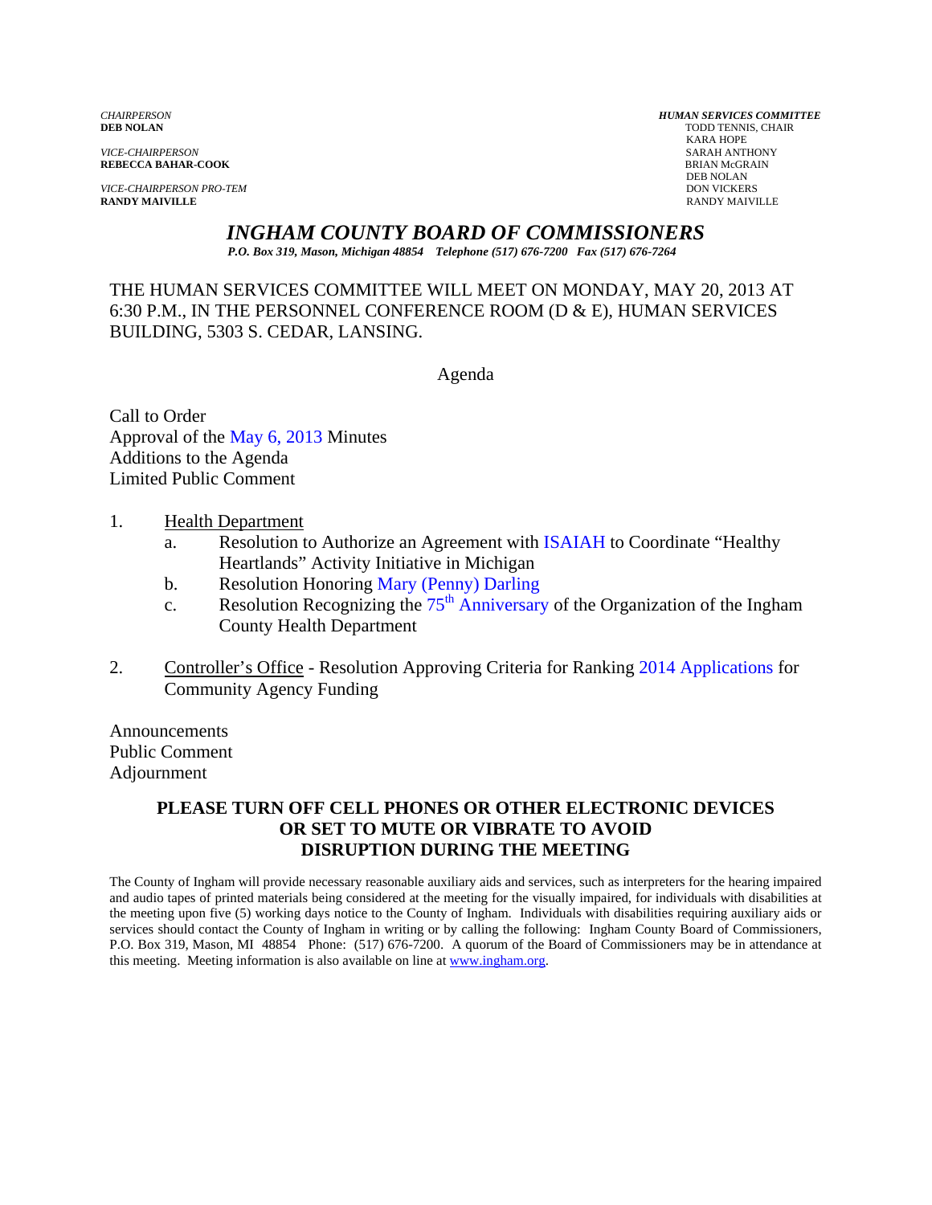*CHAIRPERSON*
**DEB NOLAN**

*VICE-CHAIRPERSON*
**REBECCA BAHAR-COOK**

*VICE-CHAIRPERSON PRO-TEM*
**RANDY MAIVILLE**

***HUMAN SERVICES COMMITTEE***
TODD TENNIS, CHAIR
KARA HOPE
SARAH ANTHONY
BRIAN McGRAIN
DEB NOLAN
DON VICKERS
RANDY MAIVILLE

# *INGHAM COUNTY BOARD OF COMMISSIONERS*

***P.O. Box 319, Mason, Michigan 48854 Telephone (517) 676-7200 Fax (517) 676-7264***

THE HUMAN SERVICES COMMITTEE WILL MEET ON MONDAY, MAY 20, 2013 AT 6:30 P.M., IN THE PERSONNEL CONFERENCE ROOM (D & E), HUMAN SERVICES BUILDING, 5303 S. CEDAR, LANSING.

Agenda

Call to Order
Approval of the May 6, 2013 Minutes
Additions to the Agenda
Limited Public Comment

1. Health Department
   a. Resolution to Authorize an Agreement with ISAIAH to Coordinate "Healthy Heartlands" Activity Initiative in Michigan
   b. Resolution Honoring Mary (Penny) Darling
   c. Resolution Recognizing the 75th Anniversary of the Organization of the Ingham County Health Department

2. Controller's Office - Resolution Approving Criteria for Ranking 2014 Applications for Community Agency Funding

Announcements
Public Comment
Adjournment

**PLEASE TURN OFF CELL PHONES OR OTHER ELECTRONIC DEVICES OR SET TO MUTE OR VIBRATE TO AVOID DISRUPTION DURING THE MEETING**

The County of Ingham will provide necessary reasonable auxiliary aids and services, such as interpreters for the hearing impaired and audio tapes of printed materials being considered at the meeting for the visually impaired, for individuals with disabilities at the meeting upon five (5) working days notice to the County of Ingham. Individuals with disabilities requiring auxiliary aids or services should contact the County of Ingham in writing or by calling the following: Ingham County Board of Commissioners, P.O. Box 319, Mason, MI 48854 Phone: (517) 676-7200. A quorum of the Board of Commissioners may be in attendance at this meeting. Meeting information is also available on line at www.ingham.org.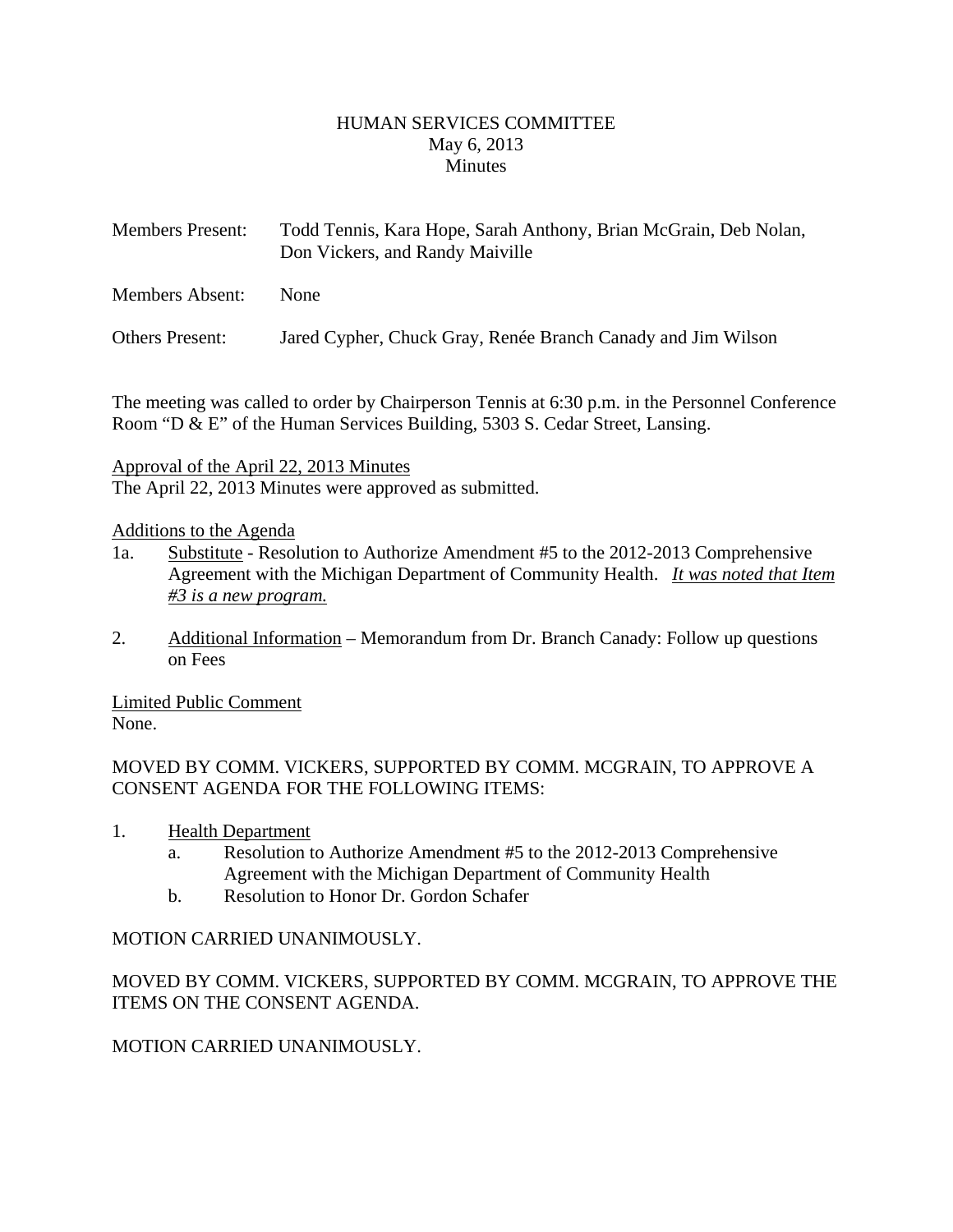HUMAN SERVICES COMMITTEE
May 6, 2013
Minutes

| | |
|---|---|
| Members Present: | Todd Tennis, Kara Hope, Sarah Anthony, Brian McGrain, Deb Nolan, Don Vickers, and Randy Maiville |
| Members Absent: | None |
| Others Present: | Jared Cypher, Chuck Gray, Renée Branch Canady and Jim Wilson |

The meeting was called to order by Chairperson Tennis at 6:30 p.m. in the Personnel Conference Room "D & E" of the Human Services Building, 5303 S. Cedar Street, Lansing.

Approval of the April 22, 2013 Minutes
The April 22, 2013 Minutes were approved as submitted.

Additions to the Agenda

1a. Substitute - Resolution to Authorize Amendment #5 to the 2012-2013 Comprehensive Agreement with the Michigan Department of Community Health. *It was noted that Item #3 is a new program.*

2. Additional Information – Memorandum from Dr. Branch Canady: Follow up questions on Fees

Limited Public Comment
None.

MOVED BY COMM. VICKERS, SUPPORTED BY COMM. MCGRAIN, TO APPROVE A CONSENT AGENDA FOR THE FOLLOWING ITEMS:

1. Health Department
   a. Resolution to Authorize Amendment #5 to the 2012-2013 Comprehensive Agreement with the Michigan Department of Community Health
   b. Resolution to Honor Dr. Gordon Schafer

MOTION CARRIED UNANIMOUSLY.

MOVED BY COMM. VICKERS, SUPPORTED BY COMM. MCGRAIN, TO APPROVE THE ITEMS ON THE CONSENT AGENDA.

MOTION CARRIED UNANIMOUSLY.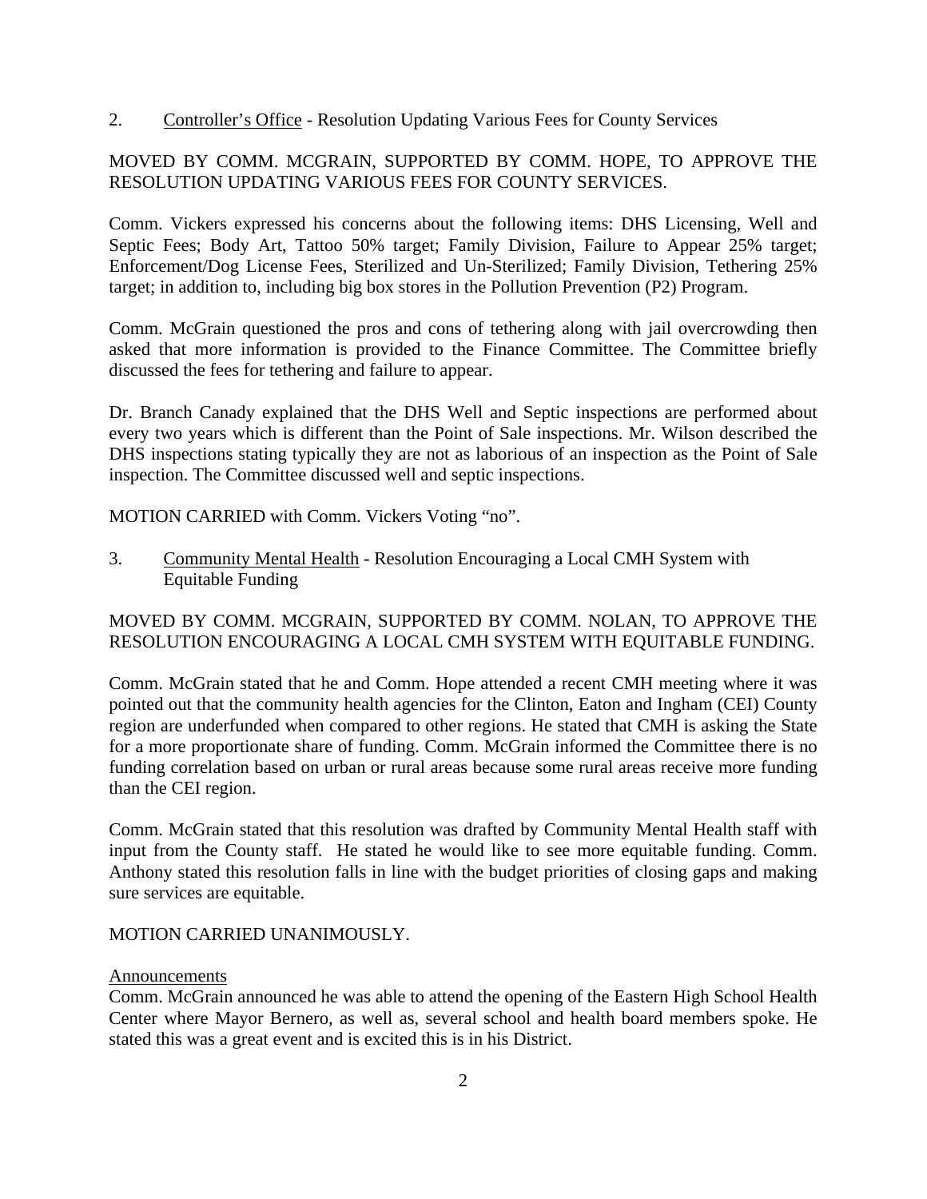2. Controller's Office - Resolution Updating Various Fees for County Services

MOVED BY COMM. MCGRAIN, SUPPORTED BY COMM. HOPE, TO APPROVE THE RESOLUTION UPDATING VARIOUS FEES FOR COUNTY SERVICES.

Comm. Vickers expressed his concerns about the following items: DHS Licensing, Well and Septic Fees; Body Art, Tattoo 50% target; Family Division, Failure to Appear 25% target; Enforcement/Dog License Fees, Sterilized and Un-Sterilized; Family Division, Tethering 25% target; in addition to, including big box stores in the Pollution Prevention (P2) Program.

Comm. McGrain questioned the pros and cons of tethering along with jail overcrowding then asked that more information is provided to the Finance Committee. The Committee briefly discussed the fees for tethering and failure to appear.

Dr. Branch Canady explained that the DHS Well and Septic inspections are performed about every two years which is different than the Point of Sale inspections. Mr. Wilson described the DHS inspections stating typically they are not as laborious of an inspection as the Point of Sale inspection. The Committee discussed well and septic inspections.

MOTION CARRIED with Comm. Vickers Voting "no".

3. Community Mental Health - Resolution Encouraging a Local CMH System with Equitable Funding

MOVED BY COMM. MCGRAIN, SUPPORTED BY COMM. NOLAN, TO APPROVE THE RESOLUTION ENCOURAGING A LOCAL CMH SYSTEM WITH EQUITABLE FUNDING.

Comm. McGrain stated that he and Comm. Hope attended a recent CMH meeting where it was pointed out that the community health agencies for the Clinton, Eaton and Ingham (CEI) County region are underfunded when compared to other regions. He stated that CMH is asking the State for a more proportionate share of funding. Comm. McGrain informed the Committee there is no funding correlation based on urban or rural areas because some rural areas receive more funding than the CEI region.

Comm. McGrain stated that this resolution was drafted by Community Mental Health staff with input from the County staff. He stated he would like to see more equitable funding. Comm. Anthony stated this resolution falls in line with the budget priorities of closing gaps and making sure services are equitable.

MOTION CARRIED UNANIMOUSLY.

Announcements

Comm. McGrain announced he was able to attend the opening of the Eastern High School Health Center where Mayor Bernero, as well as, several school and health board members spoke. He stated this was a great event and is excited this is in his District.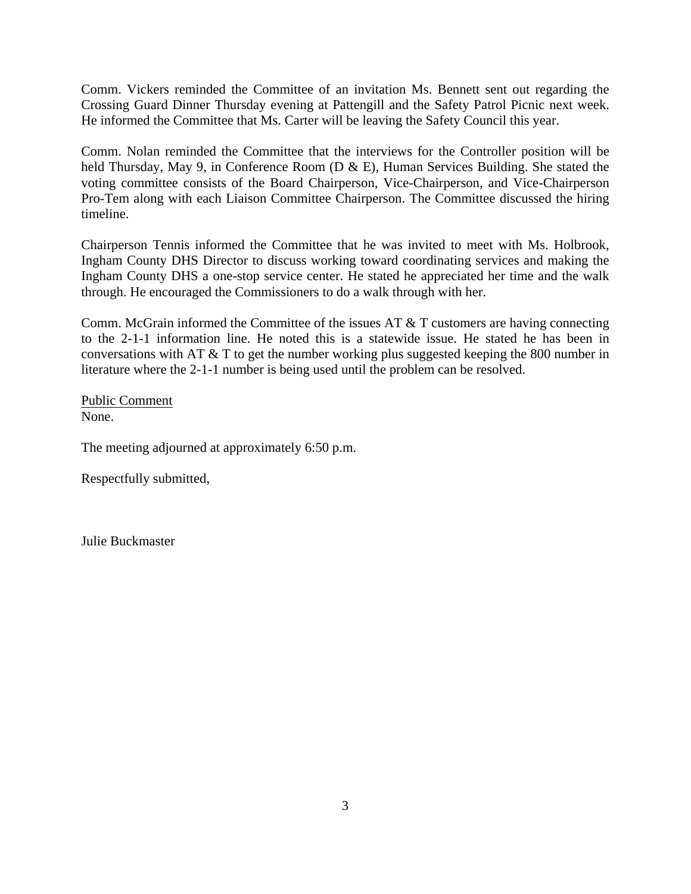Comm. Vickers reminded the Committee of an invitation Ms. Bennett sent out regarding the Crossing Guard Dinner Thursday evening at Pattengill and the Safety Patrol Picnic next week. He informed the Committee that Ms. Carter will be leaving the Safety Council this year.

Comm. Nolan reminded the Committee that the interviews for the Controller position will be held Thursday, May 9, in Conference Room (D & E), Human Services Building. She stated the voting committee consists of the Board Chairperson, Vice-Chairperson, and Vice-Chairperson Pro-Tem along with each Liaison Committee Chairperson. The Committee discussed the hiring timeline.

Chairperson Tennis informed the Committee that he was invited to meet with Ms. Holbrook, Ingham County DHS Director to discuss working toward coordinating services and making the Ingham County DHS a one-stop service center. He stated he appreciated her time and the walk through. He encouraged the Commissioners to do a walk through with her.

Comm. McGrain informed the Committee of the issues AT & T customers are having connecting to the 2-1-1 information line. He noted this is a statewide issue. He stated he has been in conversations with AT & T to get the number working plus suggested keeping the 800 number in literature where the 2-1-1 number is being used until the problem can be resolved.

<u>Public Comment</u>
None.

The meeting adjourned at approximately 6:50 p.m.

Respectfully submitted,

Julie Buckmaster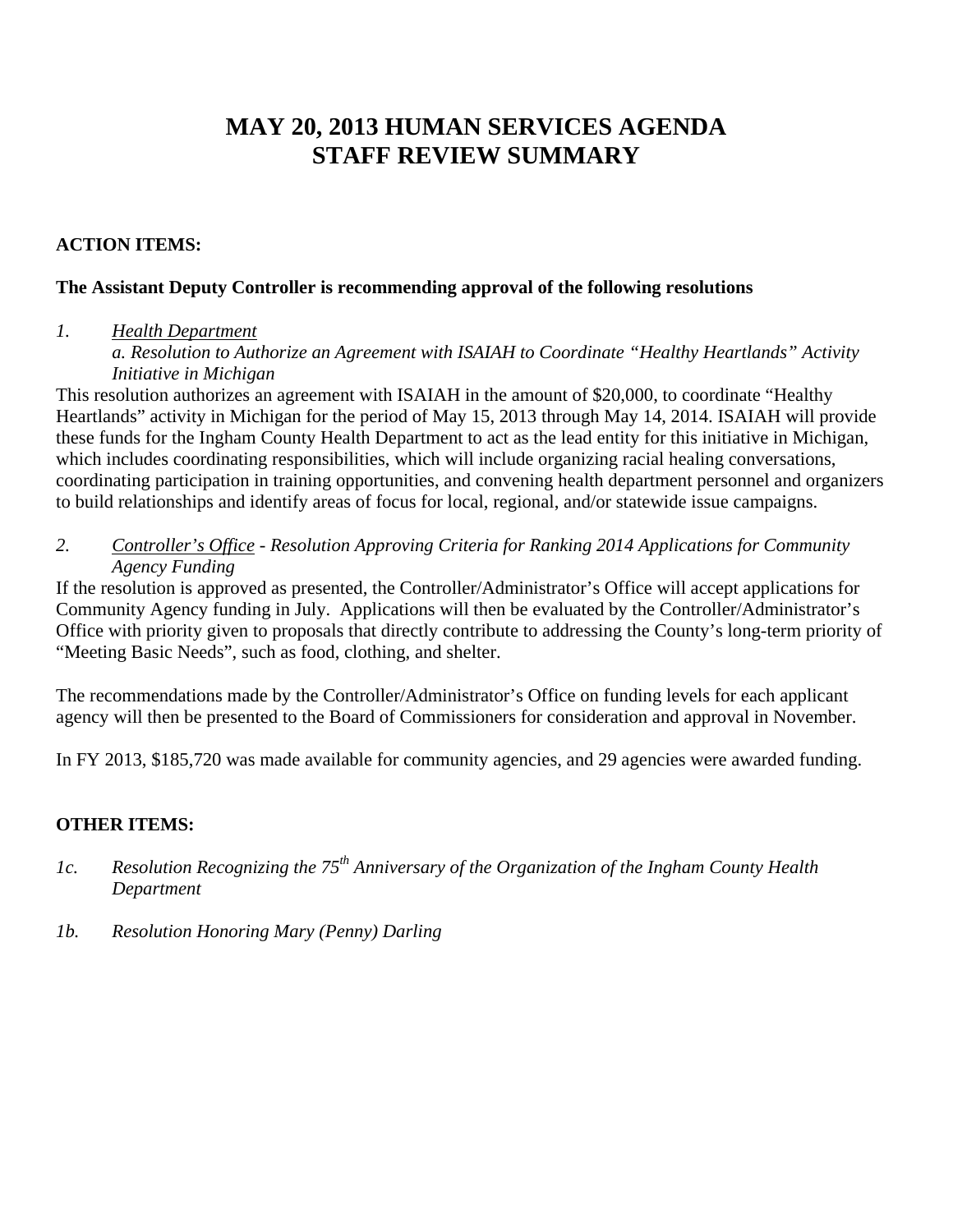# MAY 20, 2013 HUMAN SERVICES AGENDA
# STAFF REVIEW SUMMARY

**ACTION ITEMS:**

**The Assistant Deputy Controller is recommending approval of the following resolutions**

*1.* *Health Department*

*a. Resolution to Authorize an Agreement with ISAIAH to Coordinate "Healthy Heartlands" Activity Initiative in Michigan*

This resolution authorizes an agreement with ISAIAH in the amount of $20,000, to coordinate "Healthy Heartlands" activity in Michigan for the period of May 15, 2013 through May 14, 2014. ISAIAH will provide these funds for the Ingham County Health Department to act as the lead entity for this initiative in Michigan, which includes coordinating responsibilities, which will include organizing racial healing conversations, coordinating participation in training opportunities, and convening health department personnel and organizers to build relationships and identify areas of focus for local, regional, and/or statewide issue campaigns.

*2.* *Controller's Office - Resolution Approving Criteria for Ranking 2014 Applications for Community Agency Funding*

If the resolution is approved as presented, the Controller/Administrator's Office will accept applications for Community Agency funding in July. Applications will then be evaluated by the Controller/Administrator's Office with priority given to proposals that directly contribute to addressing the County's long-term priority of "Meeting Basic Needs", such as food, clothing, and shelter.

The recommendations made by the Controller/Administrator's Office on funding levels for each applicant agency will then be presented to the Board of Commissioners for consideration and approval in November.

In FY 2013, $185,720 was made available for community agencies, and 29 agencies were awarded funding.

**OTHER ITEMS:**

*1c.* *Resolution Recognizing the 75th Anniversary of the Organization of the Ingham County Health Department*

*1b.* *Resolution Honoring Mary (Penny) Darling*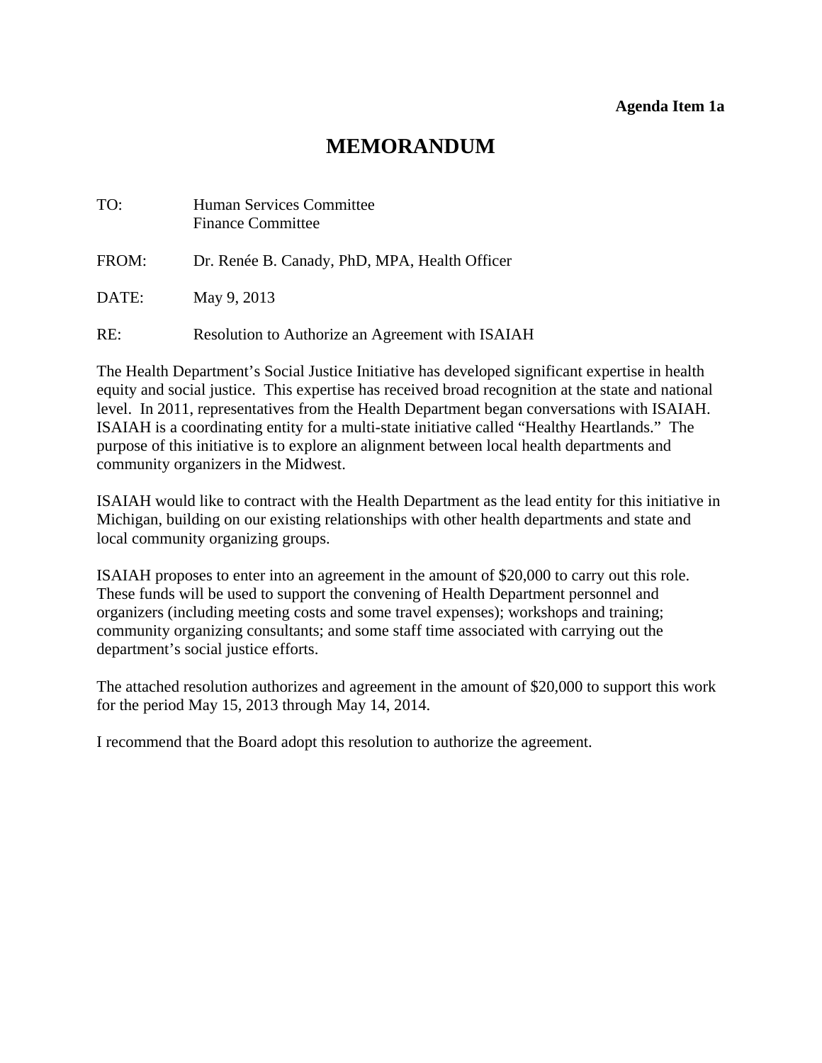**Agenda Item 1a**

# MEMORANDUM

TO: Human Services Committee
Finance Committee

FROM: Dr. Renée B. Canady, PhD, MPA, Health Officer

DATE: May 9, 2013

RE: Resolution to Authorize an Agreement with ISAIAH

The Health Department's Social Justice Initiative has developed significant expertise in health equity and social justice. This expertise has received broad recognition at the state and national level. In 2011, representatives from the Health Department began conversations with ISAIAH. ISAIAH is a coordinating entity for a multi-state initiative called "Healthy Heartlands." The purpose of this initiative is to explore an alignment between local health departments and community organizers in the Midwest.

ISAIAH would like to contract with the Health Department as the lead entity for this initiative in Michigan, building on our existing relationships with other health departments and state and local community organizing groups.

ISAIAH proposes to enter into an agreement in the amount of $20,000 to carry out this role. These funds will be used to support the convening of Health Department personnel and organizers (including meeting costs and some travel expenses); workshops and training; community organizing consultants; and some staff time associated with carrying out the department's social justice efforts.

The attached resolution authorizes and agreement in the amount of $20,000 to support this work for the period May 15, 2013 through May 14, 2014.

I recommend that the Board adopt this resolution to authorize the agreement.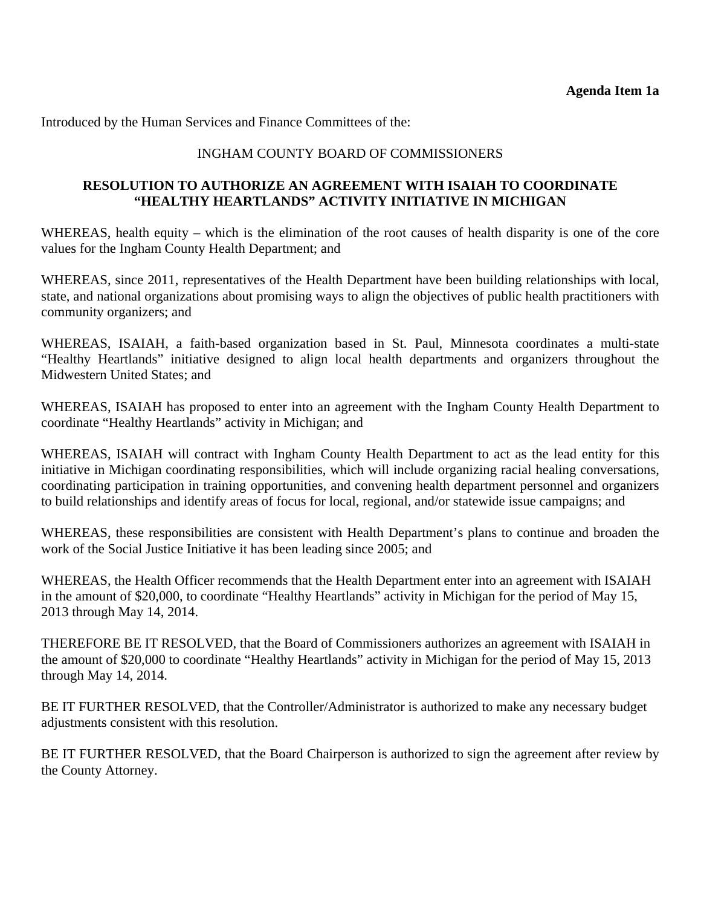**Agenda Item 1a**

Introduced by the Human Services and Finance Committees of the:

INGHAM COUNTY BOARD OF COMMISSIONERS

**RESOLUTION TO AUTHORIZE AN AGREEMENT WITH ISAIAH TO COORDINATE "HEALTHY HEARTLANDS" ACTIVITY INITIATIVE IN MICHIGAN**

WHEREAS, health equity – which is the elimination of the root causes of health disparity is one of the core values for the Ingham County Health Department; and

WHEREAS, since 2011, representatives of the Health Department have been building relationships with local, state, and national organizations about promising ways to align the objectives of public health practitioners with community organizers; and

WHEREAS, ISAIAH, a faith-based organization based in St. Paul, Minnesota coordinates a multi-state "Healthy Heartlands" initiative designed to align local health departments and organizers throughout the Midwestern United States; and

WHEREAS, ISAIAH has proposed to enter into an agreement with the Ingham County Health Department to coordinate "Healthy Heartlands" activity in Michigan; and

WHEREAS, ISAIAH will contract with Ingham County Health Department to act as the lead entity for this initiative in Michigan coordinating responsibilities, which will include organizing racial healing conversations, coordinating participation in training opportunities, and convening health department personnel and organizers to build relationships and identify areas of focus for local, regional, and/or statewide issue campaigns; and

WHEREAS, these responsibilities are consistent with Health Department's plans to continue and broaden the work of the Social Justice Initiative it has been leading since 2005; and

WHEREAS, the Health Officer recommends that the Health Department enter into an agreement with ISAIAH in the amount of $20,000, to coordinate "Healthy Heartlands" activity in Michigan for the period of May 15, 2013 through May 14, 2014.

THEREFORE BE IT RESOLVED, that the Board of Commissioners authorizes an agreement with ISAIAH in the amount of $20,000 to coordinate "Healthy Heartlands" activity in Michigan for the period of May 15, 2013 through May 14, 2014.

BE IT FURTHER RESOLVED, that the Controller/Administrator is authorized to make any necessary budget adjustments consistent with this resolution.

BE IT FURTHER RESOLVED, that the Board Chairperson is authorized to sign the agreement after review by the County Attorney.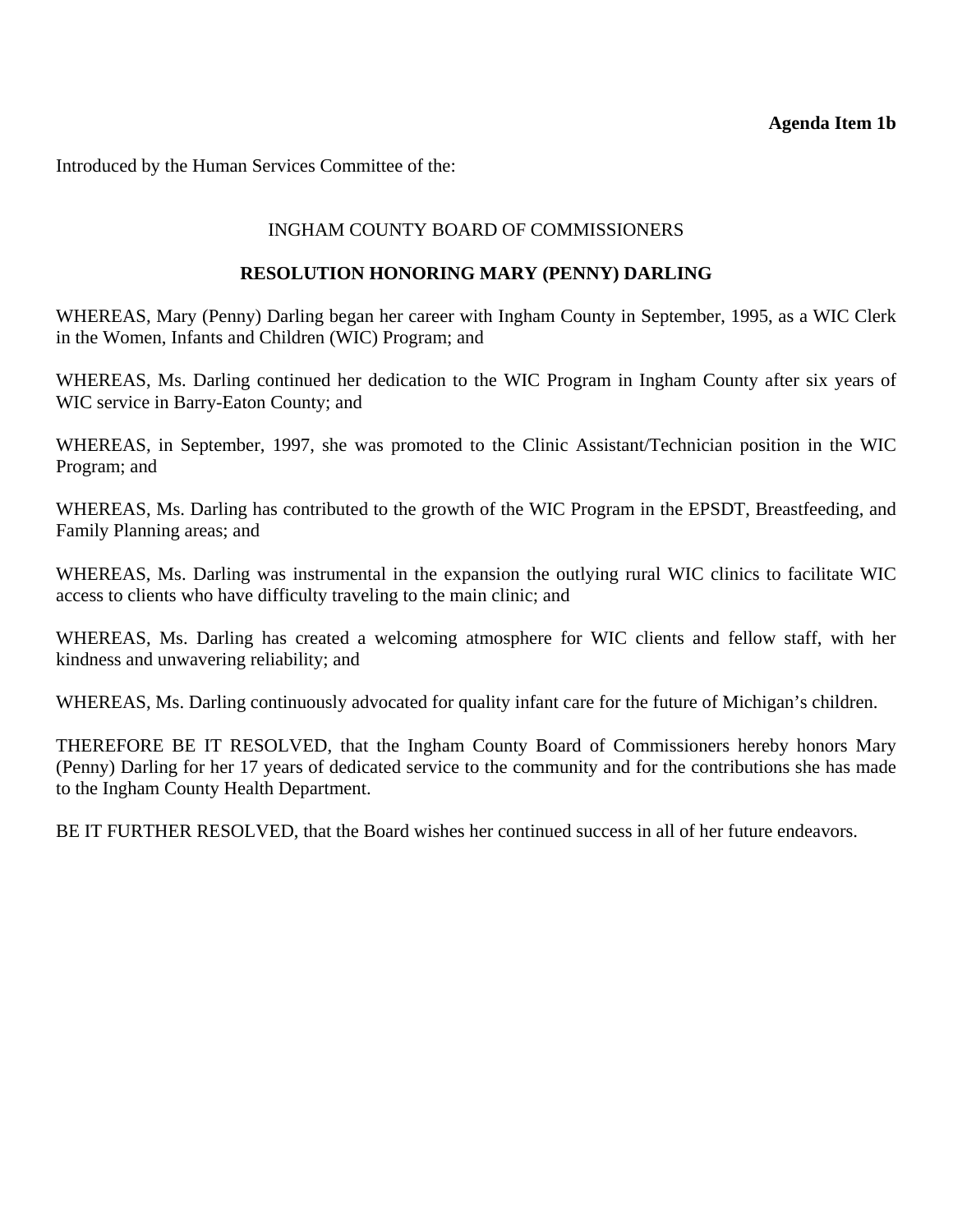**Agenda Item 1b**

Introduced by the Human Services Committee of the:

INGHAM COUNTY BOARD OF COMMISSIONERS

**RESOLUTION HONORING MARY (PENNY) DARLING**

WHEREAS, Mary (Penny) Darling began her career with Ingham County in September, 1995, as a WIC Clerk in the Women, Infants and Children (WIC) Program; and

WHEREAS, Ms. Darling continued her dedication to the WIC Program in Ingham County after six years of WIC service in Barry-Eaton County; and

WHEREAS, in September, 1997, she was promoted to the Clinic Assistant/Technician position in the WIC Program; and

WHEREAS, Ms. Darling has contributed to the growth of the WIC Program in the EPSDT, Breastfeeding, and Family Planning areas; and

WHEREAS, Ms. Darling was instrumental in the expansion the outlying rural WIC clinics to facilitate WIC access to clients who have difficulty traveling to the main clinic; and

WHEREAS, Ms. Darling has created a welcoming atmosphere for WIC clients and fellow staff, with her kindness and unwavering reliability; and

WHEREAS, Ms. Darling continuously advocated for quality infant care for the future of Michigan's children.

THEREFORE BE IT RESOLVED, that the Ingham County Board of Commissioners hereby honors Mary (Penny) Darling for her 17 years of dedicated service to the community and for the contributions she has made to the Ingham County Health Department.

BE IT FURTHER RESOLVED, that the Board wishes her continued success in all of her future endeavors.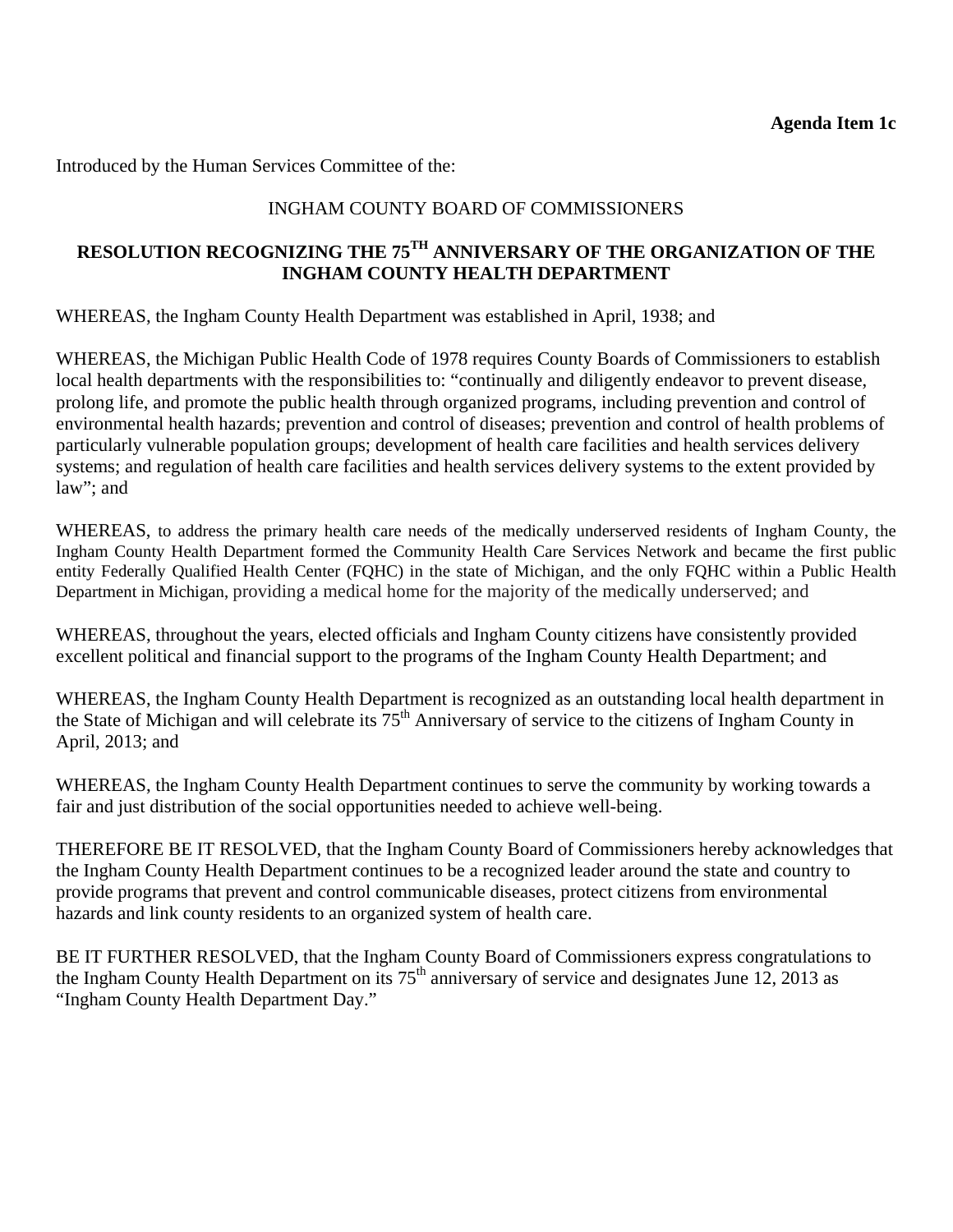**Agenda Item 1c**

Introduced by the Human Services Committee of the:

INGHAM COUNTY BOARD OF COMMISSIONERS

# RESOLUTION RECOGNIZING THE 75TH ANNIVERSARY OF THE ORGANIZATION OF THE INGHAM COUNTY HEALTH DEPARTMENT

WHEREAS, the Ingham County Health Department was established in April, 1938; and

WHEREAS, the Michigan Public Health Code of 1978 requires County Boards of Commissioners to establish local health departments with the responsibilities to: "continually and diligently endeavor to prevent disease, prolong life, and promote the public health through organized programs, including prevention and control of environmental health hazards; prevention and control of diseases; prevention and control of health problems of particularly vulnerable population groups; development of health care facilities and health services delivery systems; and regulation of health care facilities and health services delivery systems to the extent provided by law"; and

WHEREAS, to address the primary health care needs of the medically underserved residents of Ingham County, the Ingham County Health Department formed the Community Health Care Services Network and became the first public entity Federally Qualified Health Center (FQHC) in the state of Michigan, and the only FQHC within a Public Health Department in Michigan, providing a medical home for the majority of the medically underserved; and

WHEREAS, throughout the years, elected officials and Ingham County citizens have consistently provided excellent political and financial support to the programs of the Ingham County Health Department; and

WHEREAS, the Ingham County Health Department is recognized as an outstanding local health department in the State of Michigan and will celebrate its 75th Anniversary of service to the citizens of Ingham County in April, 2013; and

WHEREAS, the Ingham County Health Department continues to serve the community by working towards a fair and just distribution of the social opportunities needed to achieve well-being.

THEREFORE BE IT RESOLVED, that the Ingham County Board of Commissioners hereby acknowledges that the Ingham County Health Department continues to be a recognized leader around the state and country to provide programs that prevent and control communicable diseases, protect citizens from environmental hazards and link county residents to an organized system of health care.

BE IT FURTHER RESOLVED, that the Ingham County Board of Commissioners express congratulations to the Ingham County Health Department on its 75th anniversary of service and designates June 12, 2013 as "Ingham County Health Department Day."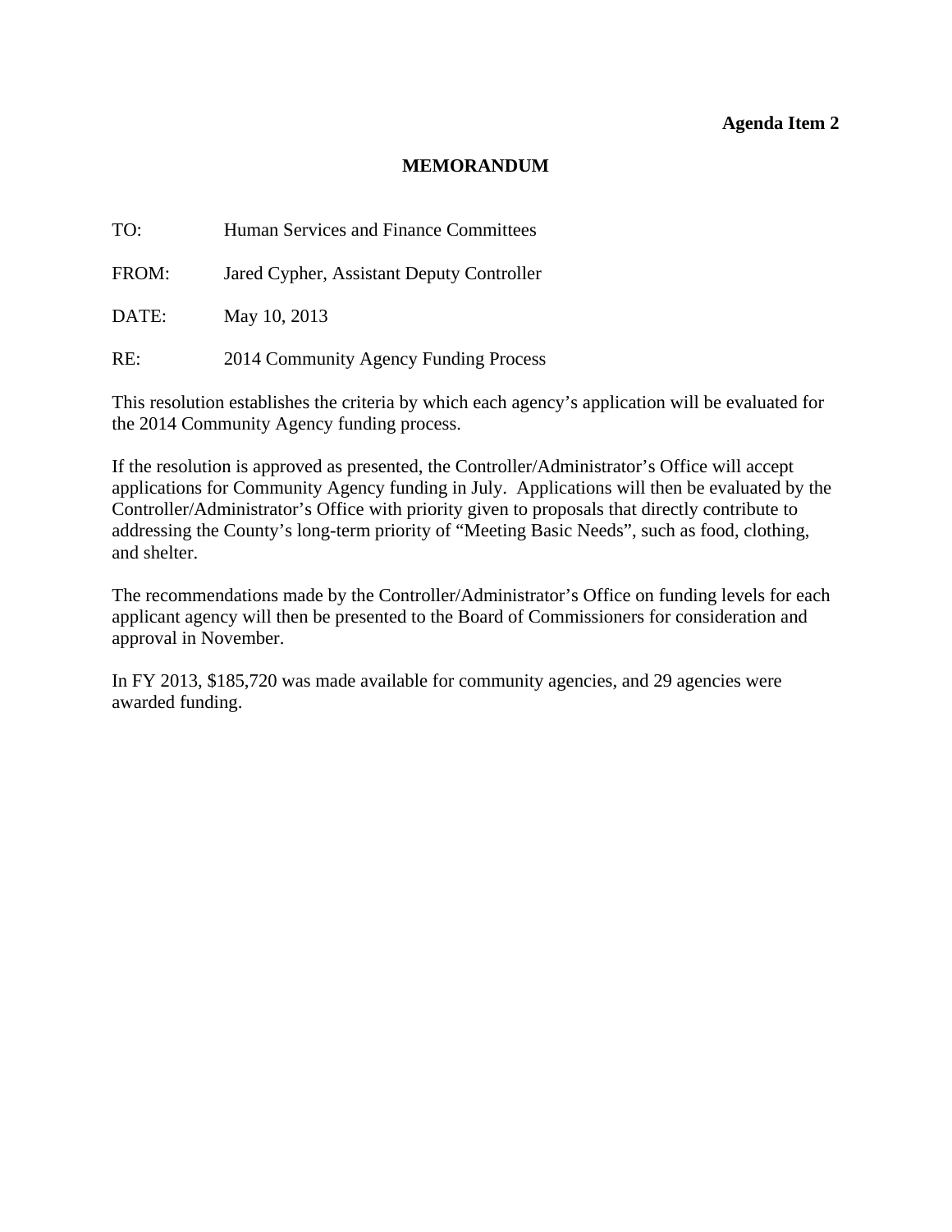**Agenda Item 2**

# MEMORANDUM

TO: Human Services and Finance Committees

FROM: Jared Cypher, Assistant Deputy Controller

DATE: May 10, 2013

RE: 2014 Community Agency Funding Process

This resolution establishes the criteria by which each agency's application will be evaluated for the 2014 Community Agency funding process.

If the resolution is approved as presented, the Controller/Administrator's Office will accept applications for Community Agency funding in July. Applications will then be evaluated by the Controller/Administrator's Office with priority given to proposals that directly contribute to addressing the County's long-term priority of "Meeting Basic Needs", such as food, clothing, and shelter.

The recommendations made by the Controller/Administrator's Office on funding levels for each applicant agency will then be presented to the Board of Commissioners for consideration and approval in November.

In FY 2013, $185,720 was made available for community agencies, and 29 agencies were awarded funding.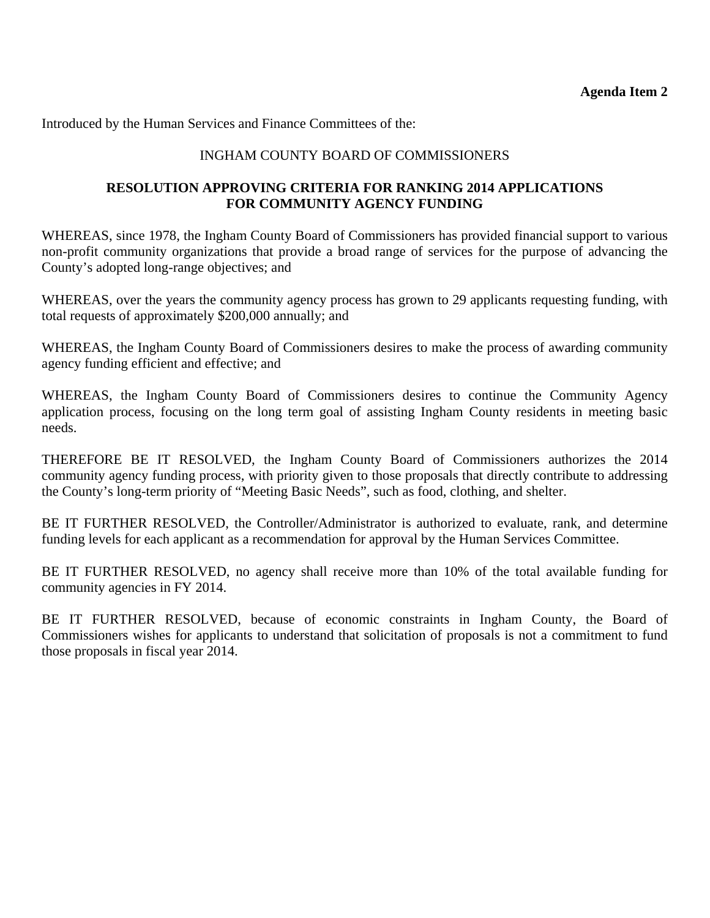**Agenda Item 2**

Introduced by the Human Services and Finance Committees of the:

INGHAM COUNTY BOARD OF COMMISSIONERS

**RESOLUTION APPROVING CRITERIA FOR RANKING 2014 APPLICATIONS FOR COMMUNITY AGENCY FUNDING**

WHEREAS, since 1978, the Ingham County Board of Commissioners has provided financial support to various non-profit community organizations that provide a broad range of services for the purpose of advancing the County's adopted long-range objectives; and

WHEREAS, over the years the community agency process has grown to 29 applicants requesting funding, with total requests of approximately $200,000 annually; and

WHEREAS, the Ingham County Board of Commissioners desires to make the process of awarding community agency funding efficient and effective; and

WHEREAS, the Ingham County Board of Commissioners desires to continue the Community Agency application process, focusing on the long term goal of assisting Ingham County residents in meeting basic needs.

THEREFORE BE IT RESOLVED, the Ingham County Board of Commissioners authorizes the 2014 community agency funding process, with priority given to those proposals that directly contribute to addressing the County's long-term priority of "Meeting Basic Needs", such as food, clothing, and shelter.

BE IT FURTHER RESOLVED, the Controller/Administrator is authorized to evaluate, rank, and determine funding levels for each applicant as a recommendation for approval by the Human Services Committee.

BE IT FURTHER RESOLVED, no agency shall receive more than 10% of the total available funding for community agencies in FY 2014.

BE IT FURTHER RESOLVED, because of economic constraints in Ingham County, the Board of Commissioners wishes for applicants to understand that solicitation of proposals is not a commitment to fund those proposals in fiscal year 2014.